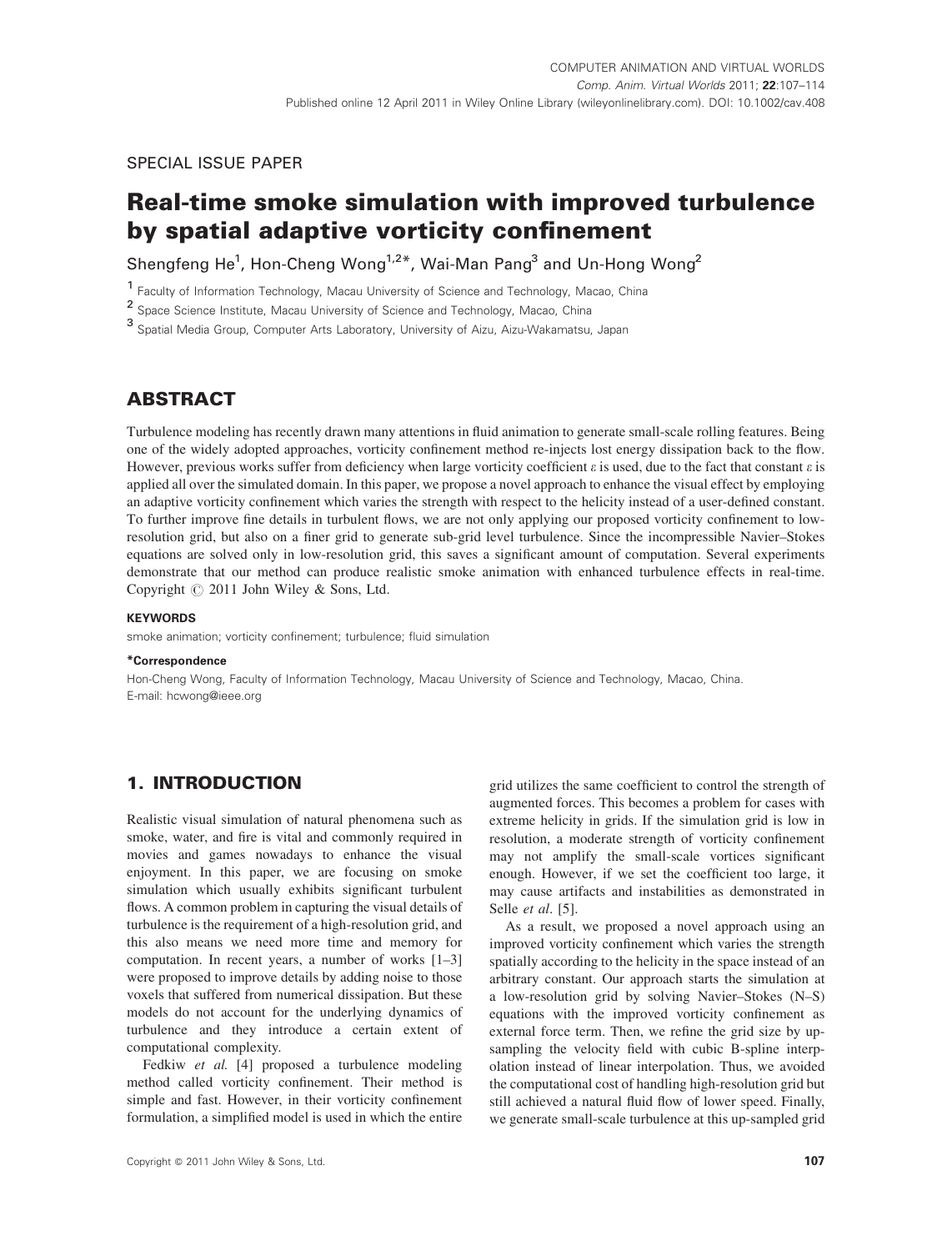SPECIAL ISSUE PAPER

# Real-time smoke simulation with improved turbulence by spatial adaptive vorticity confinement

Shengfeng He[1], Hon-Cheng Wong[1,2*], Wai-Man Pang[3] and Un-Hong Wong[2]

[1] Faculty of Information Technology, Macau University of Science and Technology, Macao, China

[2] Space Science Institute, Macau University of Science and Technology, Macao, China

[3] Spatial Media Group, Computer Arts Laboratory, University of Aizu, Aizu-Wakamatsu, Japan

## ABSTRACT

Turbulence modeling has recently drawn many attentions in fluid animation to generate small-scale rolling features. Being one of the widely adopted approaches, vorticity confinement method re-injects lost energy dissipation back to the flow. However, previous works suffer from deficiency when large vorticity coefficient $\varepsilon$ is used, due to the fact that constant $\varepsilon$ is applied all over the simulated domain. In this paper, we propose a novel approach to enhance the visual effect by employing an adaptive vorticity confinement which varies the strength with respect to the helicity instead of a user-defined constant. To further improve fine details in turbulent flows, we are not only applying our proposed vorticity confinement to low-resolution grid, but also on a finer grid to generate sub-grid level turbulence. Since the incompressible Navier–Stokes equations are solved only in low-resolution grid, this saves a significant amount of computation. Several experiments demonstrate that our method can produce realistic smoke animation with enhanced turbulence effects in real-time. Copyright © 2011 John Wiley & Sons, Ltd.

**KEYWORDS**

smoke animation; vorticity confinement; turbulence; fluid simulation

**\*Correspondence**

Hon-Cheng Wong, Faculty of Information Technology, Macau University of Science and Technology, Macao, China.
E-mail: hcwong@ieee.org

## 1. INTRODUCTION

Realistic visual simulation of natural phenomena such as smoke, water, and fire is vital and commonly required in movies and games nowadays to enhance the visual enjoyment. In this paper, we are focusing on smoke simulation which usually exhibits significant turbulent flows. A common problem in capturing the visual details of turbulence is the requirement of a high-resolution grid, and this also means we need more time and memory for computation. In recent years, a number of works [1–3] were proposed to improve details by adding noise to those voxels that suffered from numerical dissipation. But these models do not account for the underlying dynamics of turbulence and they introduce a certain extent of computational complexity.

Fedkiw *et al.* [4] proposed a turbulence modeling method called vorticity confinement. Their method is simple and fast. However, in their vorticity confinement formulation, a simplified model is used in which the entire grid utilizes the same coefficient to control the strength of augmented forces. This becomes a problem for cases with extreme helicity in grids. If the simulation grid is low in resolution, a moderate strength of vorticity confinement may not amplify the small-scale vortices significant enough. However, if we set the coefficient too large, it may cause artifacts and instabilities as demonstrated in Selle *et al.* [5].

As a result, we proposed a novel approach using an improved vorticity confinement which varies the strength spatially according to the helicity in the space instead of an arbitrary constant. Our approach starts the simulation at a low-resolution grid by solving Navier–Stokes (N–S) equations with the improved vorticity confinement as external force term. Then, we refine the grid size by up-sampling the velocity field with cubic B-spline interpolation instead of linear interpolation. Thus, we avoided the computational cost of handling high-resolution grid but still achieved a natural fluid flow of lower speed. Finally, we generate small-scale turbulence at this up-sampled grid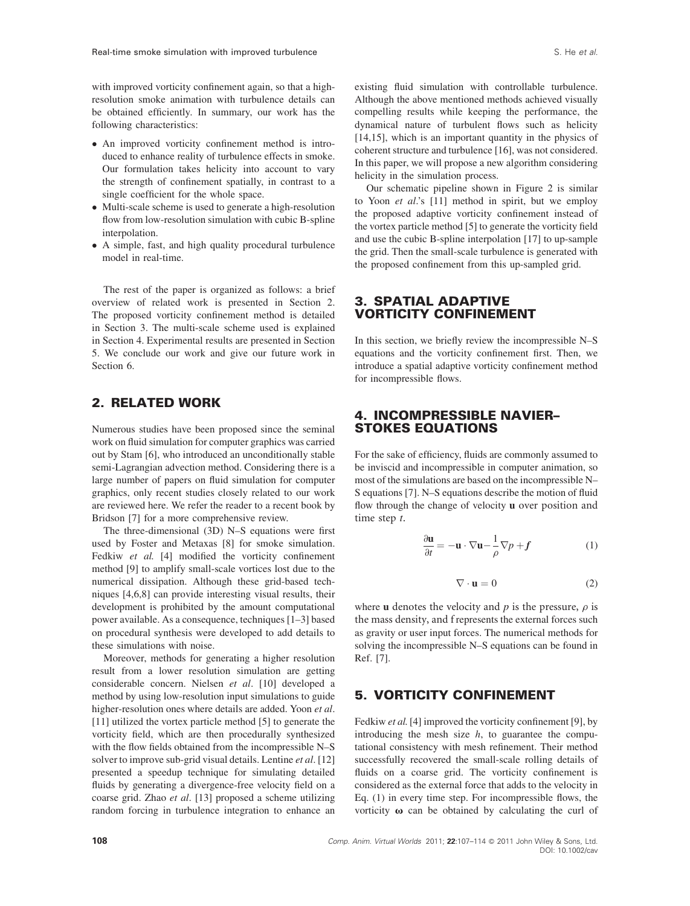with improved vorticity confinement again, so that a high-resolution smoke animation with turbulence details can be obtained efficiently. In summary, our work has the following characteristics:

- An improved vorticity confinement method is introduced to enhance reality of turbulence effects in smoke. Our formulation takes helicity into account to vary the strength of confinement spatially, in contrast to a single coefficient for the whole space.
- Multi-scale scheme is used to generate a high-resolution flow from low-resolution simulation with cubic B-spline interpolation.
- A simple, fast, and high quality procedural turbulence model in real-time.

The rest of the paper is organized as follows: a brief overview of related work is presented in Section 2. The proposed vorticity confinement method is detailed in Section 3. The multi-scale scheme used is explained in Section 4. Experimental results are presented in Section 5. We conclude our work and give our future work in Section 6.

## 2. RELATED WORK

Numerous studies have been proposed since the seminal work on fluid simulation for computer graphics was carried out by Stam [6], who introduced an unconditionally stable semi-Lagrangian advection method. Considering there is a large number of papers on fluid simulation for computer graphics, only recent studies closely related to our work are reviewed here. We refer the reader to a recent book by Bridson [7] for a more comprehensive review.

The three-dimensional (3D) N–S equations were first used by Foster and Metaxas [8] for smoke simulation. Fedkiw *et al.* [4] modified the vorticity confinement method [9] to amplify small-scale vortices lost due to the numerical dissipation. Although these grid-based techniques [4,6,8] can provide interesting visual results, their development is prohibited by the amount computational power available. As a consequence, techniques [1–3] based on procedural synthesis were developed to add details to these simulations with noise.

Moreover, methods for generating a higher resolution result from a lower resolution simulation are getting considerable concern. Nielsen *et al*. [10] developed a method by using low-resolution input simulations to guide higher-resolution ones where details are added. Yoon *et al*. [11] utilized the vortex particle method [5] to generate the vorticity field, which are then procedurally synthesized with the flow fields obtained from the incompressible N–S solver to improve sub-grid visual details. Lentine *et al*. [12] presented a speedup technique for simulating detailed fluids by generating a divergence-free velocity field on a coarse grid. Zhao *et al*. [13] proposed a scheme utilizing random forcing in turbulence integration to enhance an existing fluid simulation with controllable turbulence. Although the above mentioned methods achieved visually compelling results while keeping the performance, the dynamical nature of turbulent flows such as helicity [14,15], which is an important quantity in the physics of coherent structure and turbulence [16], was not considered. In this paper, we will propose a new algorithm considering helicity in the simulation process.

Our schematic pipeline shown in Figure 2 is similar to Yoon *et al*.'s [11] method in spirit, but we employ the proposed adaptive vorticity confinement instead of the vortex particle method [5] to generate the vorticity field and use the cubic B-spline interpolation [17] to up-sample the grid. Then the small-scale turbulence is generated with the proposed confinement from this up-sampled grid.

## 3. SPATIAL ADAPTIVE VORTICITY CONFINEMENT

In this section, we briefly review the incompressible N–S equations and the vorticity confinement first. Then, we introduce a spatial adaptive vorticity confinement method for incompressible flows.

## 4. INCOMPRESSIBLE NAVIER–STOKES EQUATIONS

For the sake of efficiency, fluids are commonly assumed to be inviscid and incompressible in computer animation, so most of the simulations are based on the incompressible N–S equations [7]. N–S equations describe the motion of fluid flow through the change of velocity $\mathbf{u}$ over position and time step $t$.

$$\frac{\partial \mathbf{u}}{\partial t} = -\mathbf{u} \cdot \nabla \mathbf{u} - \frac{1}{\rho} \nabla p + f \tag{1}$$

$$\nabla \cdot \mathbf{u} = 0 \tag{2}$$

where $\mathbf{u}$ denotes the velocity and $p$ is the pressure, $\rho$ is the mass density, and f represents the external forces such as gravity or user input forces. The numerical methods for solving the incompressible N–S equations can be found in Ref. [7].

## 5. VORTICITY CONFINEMENT

Fedkiw *et al.* [4] improved the vorticity confinement [9], by introducing the mesh size $h$, to guarantee the computational consistency with mesh refinement. Their method successfully recovered the small-scale rolling details of fluids on a coarse grid. The vorticity confinement is considered as the external force that adds to the velocity in Eq. (1) in every time step. For incompressible flows, the vorticity $\boldsymbol{\omega}$ can be obtained by calculating the curl of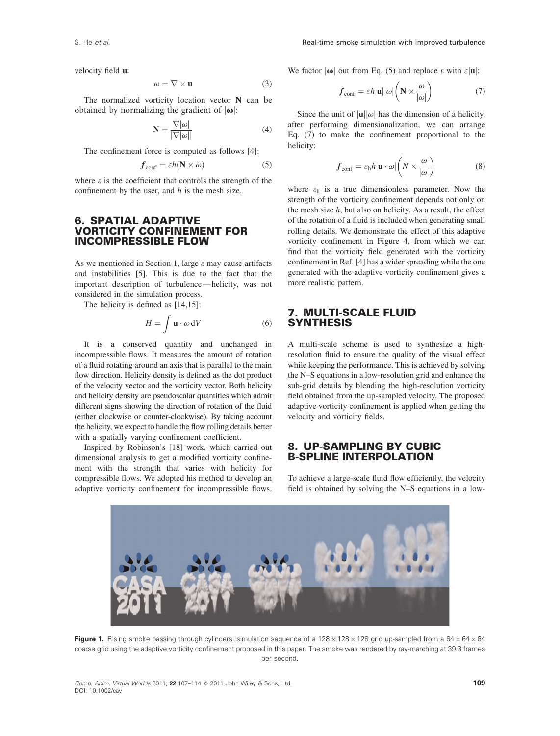velocity field $\mathbf{u}$:

$$\omega = \nabla \times \mathbf{u} \tag{3}$$

The normalized vorticity location vector $\mathbf{N}$ can be obtained by normalizing the gradient of $|\boldsymbol{\omega}|$:

$$\mathbf{N} = \frac{\nabla|\omega|}{|\nabla|\omega||} \tag{4}$$

The confinement force is computed as follows [4]:

$$\boldsymbol{f}_{\text{conf}} = \varepsilon h(\mathbf{N} \times \omega) \tag{5}$$

where $\varepsilon$ is the coefficient that controls the strength of the confinement by the user, and $h$ is the mesh size.

## 6. SPATIAL ADAPTIVE VORTICITY CONFINEMENT FOR INCOMPRESSIBLE FLOW

As we mentioned in Section 1, large $\varepsilon$ may cause artifacts and instabilities [5]. This is due to the fact that the important description of turbulence—helicity, was not considered in the simulation process.

The helicity is defined as [14,15]:

$$H = \int \mathbf{u} \cdot \omega \, \mathrm{d}V \tag{6}$$

It is a conserved quantity and unchanged in incompressible flows. It measures the amount of rotation of a fluid rotating around an axis that is parallel to the main flow direction. Helicity density is defined as the dot product of the velocity vector and the vorticity vector. Both helicity and helicity density are pseudoscalar quantities which admit different signs showing the direction of rotation of the fluid (either clockwise or counter-clockwise). By taking account the helicity, we expect to handle the flow rolling details better with a spatially varying confinement coefficient.

Inspired by Robinson's [18] work, which carried out dimensional analysis to get a modified vorticity confinement with the strength that varies with helicity for compressible flows. We adopted his method to develop an adaptive vorticity confinement for incompressible flows. We factor $|\boldsymbol{\omega}|$ out from Eq. (5) and replace $\varepsilon$ with $\varepsilon|\mathbf{u}|$:

$$\boldsymbol{f}_{\text{conf}} = \varepsilon h|\mathbf{u}||\omega|\left(\mathbf{N} \times \frac{\omega}{|\omega|}\right) \tag{7}$$

Since the unit of $|\mathbf{u}||\omega|$ has the dimension of a helicity, after performing dimensionalization, we can arrange Eq. (7) to make the confinement proportional to the helicity:

$$\boldsymbol{f}_{\text{conf}} = \varepsilon_{\text{h}} h|\mathbf{u} \cdot \omega|\left(N \times \frac{\omega}{|\omega|}\right) \tag{8}$$

where $\varepsilon_{\text{h}}$ is a true dimensionless parameter. Now the strength of the vorticity confinement depends not only on the mesh size $h$, but also on helicity. As a result, the effect of the rotation of a fluid is included when generating small rolling details. We demonstrate the effect of this adaptive vorticity confinement in Figure 4, from which we can find that the vorticity field generated with the vorticity confinement in Ref. [4] has a wider spreading while the one generated with the adaptive vorticity confinement gives a more realistic pattern.

## 7. MULTI-SCALE FLUID SYNTHESIS

A multi-scale scheme is used to synthesize a high-resolution fluid to ensure the quality of the visual effect while keeping the performance. This is achieved by solving the N–S equations in a low-resolution grid and enhance the sub-grid details by blending the high-resolution vorticity field obtained from the up-sampled velocity. The proposed adaptive vorticity confinement is applied when getting the velocity and vorticity fields.

## 8. UP-SAMPLING BY CUBIC B-SPLINE INTERPOLATION

To achieve a large-scale fluid flow efficiently, the velocity field is obtained by solving the N–S equations in a low-

**Figure 1.** Rising smoke passing through cylinders: simulation sequence of a $128 \times 128 \times 128$ grid up-sampled from a $64 \times 64 \times 64$ coarse grid using the adaptive vorticity confinement proposed in this paper. The smoke was rendered by ray-marching at 39.3 frames per second.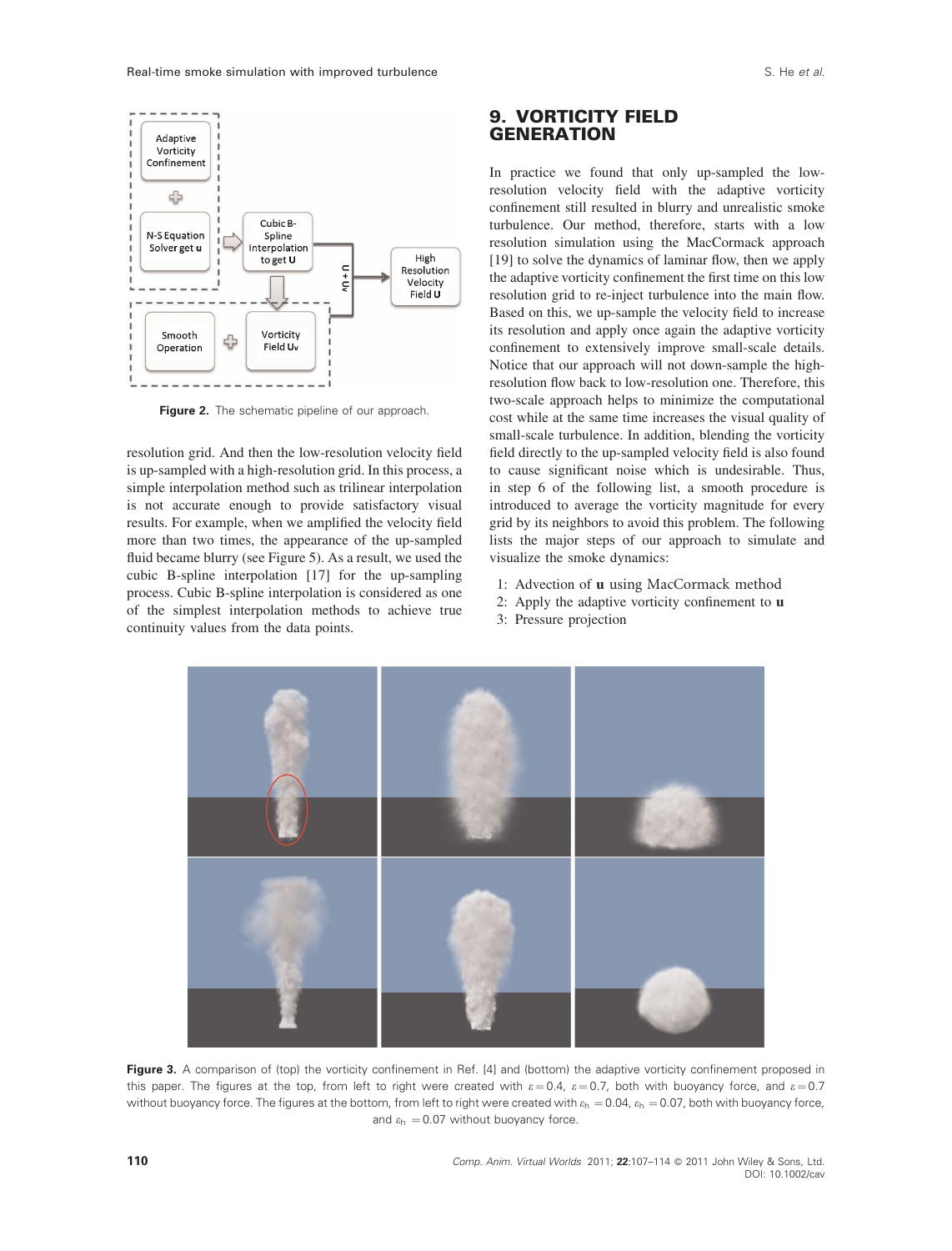Figure 2. The schematic pipeline of our approach.

resolution grid. And then the low-resolution velocity field is up-sampled with a high-resolution grid. In this process, a simple interpolation method such as trilinear interpolation is not accurate enough to provide satisfactory visual results. For example, when we amplified the velocity field more than two times, the appearance of the up-sampled fluid became blurry (see Figure 5). As a result, we used the cubic B-spline interpolation [17] for the up-sampling process. Cubic B-spline interpolation is considered as one of the simplest interpolation methods to achieve true continuity values from the data points.

## 9. VORTICITY FIELD GENERATION

In practice we found that only up-sampled the low-resolution velocity field with the adaptive vorticity confinement still resulted in blurry and unrealistic smoke turbulence. Our method, therefore, starts with a low resolution simulation using the MacCormack approach [19] to solve the dynamics of laminar flow, then we apply the adaptive vorticity confinement the first time on this low resolution grid to re-inject turbulence into the main flow. Based on this, we up-sample the velocity field to increase its resolution and apply once again the adaptive vorticity confinement to extensively improve small-scale details. Notice that our approach will not down-sample the high-resolution flow back to low-resolution one. Therefore, this two-scale approach helps to minimize the computational cost while at the same time increases the visual quality of small-scale turbulence. In addition, blending the vorticity field directly to the up-sampled velocity field is also found to cause significant noise which is undesirable. Thus, in step 6 of the following list, a smooth procedure is introduced to average the vorticity magnitude for every grid by its neighbors to avoid this problem. The following lists the major steps of our approach to simulate and visualize the smoke dynamics:

1: Advection of **u** using MacCormack method
2: Apply the adaptive vorticity confinement to **u**
3: Pressure projection

Figure 3. A comparison of (top) the vorticity confinement in Ref. [4] and (bottom) the adaptive vorticity confinement proposed in this paper. The figures at the top, from left to right were created with $\varepsilon = 0.4$, $\varepsilon = 0.7$, both with buoyancy force, and $\varepsilon = 0.7$ without buoyancy force. The figures at the bottom, from left to right were created with $\varepsilon_h = 0.04$, $\varepsilon_h = 0.07$, both with buoyancy force, and $\varepsilon_h = 0.07$ without buoyancy force.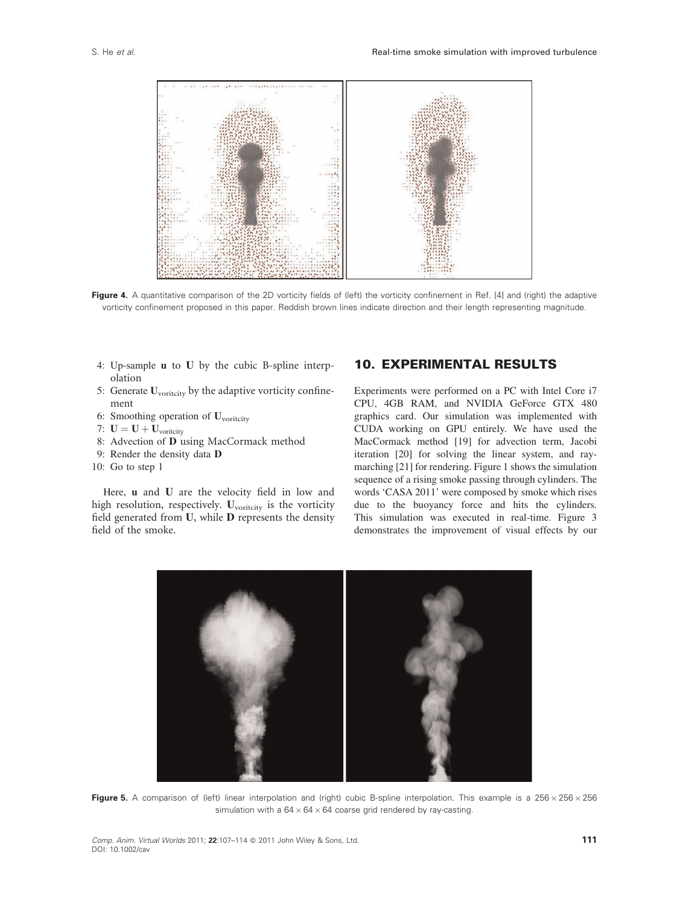Figure 4. A quantitative comparison of the 2D vorticity fields of (left) the vorticity confinement in Ref. [4] and (right) the adaptive vorticity confinement proposed in this paper. Reddish brown lines indicate direction and their length representing magnitude.

4: Up-sample **u** to **U** by the cubic B-spline interpolation
5: Generate $\mathbf{U}_{\text{voritcity}}$ by the adaptive vorticity confinement
6: Smoothing operation of $\mathbf{U}_{\text{voritcity}}$
7: $\mathbf{U} = \mathbf{U} + \mathbf{U}_{\text{voritcity}}$
8: Advection of **D** using MacCormack method
9: Render the density data **D**
10: Go to step 1

Here, **u** and **U** are the velocity field in low and high resolution, respectively. $\mathbf{U}_{\text{voritcity}}$ is the vorticity field generated from **U**, while **D** represents the density field of the smoke.

## 10. EXPERIMENTAL RESULTS

Experiments were performed on a PC with Intel Core i7 CPU, 4GB RAM, and NVIDIA GeForce GTX 480 graphics card. Our simulation was implemented with CUDA working on GPU entirely. We have used the MacCormack method [19] for advection term, Jacobi iteration [20] for solving the linear system, and ray-marching [21] for rendering. Figure 1 shows the simulation sequence of a rising smoke passing through cylinders. The words 'CASA 2011' were composed by smoke which rises due to the buoyancy force and hits the cylinders. This simulation was executed in real-time. Figure 3 demonstrates the improvement of visual effects by our

Figure 5. A comparison of (left) linear interpolation and (right) cubic B-spline interpolation. This example is a $256 \times 256 \times 256$ simulation with a $64 \times 64 \times 64$ coarse grid rendered by ray-casting.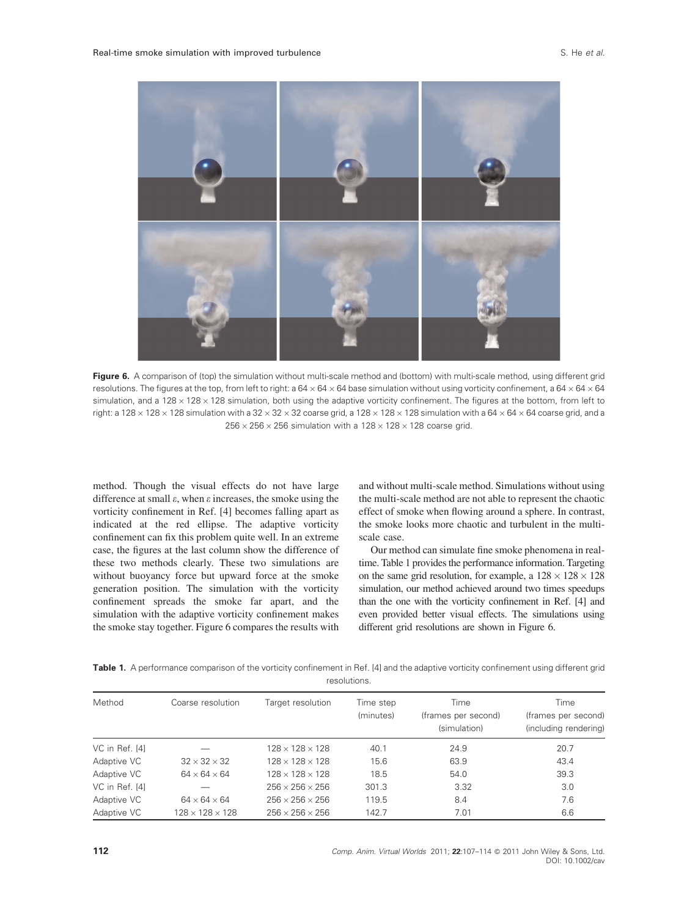**Figure 6.** A comparison of (top) the simulation without multi-scale method and (bottom) with multi-scale method, using different grid resolutions. The figures at the top, from left to right: a $64 \times 64 \times 64$ base simulation without using vorticity confinement, a $64 \times 64 \times 64$ simulation, and a $128 \times 128 \times 128$ simulation, both using the adaptive vorticity confinement. The figures at the bottom, from left to right: a $128 \times 128 \times 128$ simulation with a $32 \times 32 \times 32$ coarse grid, a $128 \times 128 \times 128$ simulation with a $64 \times 64 \times 64$ coarse grid, and a $256 \times 256 \times 256$ simulation with a $128 \times 128 \times 128$ coarse grid.

method. Though the visual effects do not have large difference at small $\varepsilon$, when $\varepsilon$ increases, the smoke using the vorticity confinement in Ref. [4] becomes falling apart as indicated at the red ellipse. The adaptive vorticity confinement can fix this problem quite well. In an extreme case, the figures at the last column show the difference of these two methods clearly. These two simulations are without buoyancy force but upward force at the smoke generation position. The simulation with the vorticity confinement spreads the smoke far apart, and the simulation with the adaptive vorticity confinement makes the smoke stay together. Figure 6 compares the results with and without multi-scale method. Simulations without using the multi-scale method are not able to represent the chaotic effect of smoke when flowing around a sphere. In contrast, the smoke looks more chaotic and turbulent in the multi-scale case.

Our method can simulate fine smoke phenomena in real-time. Table 1 provides the performance information. Targeting on the same grid resolution, for example, a $128 \times 128 \times 128$ simulation, our method achieved around two times speedups than the one with the vorticity confinement in Ref. [4] and even provided better visual effects. The simulations using different grid resolutions are shown in Figure 6.

**Table 1.** A performance comparison of the vorticity confinement in Ref. [4] and the adaptive vorticity confinement using different grid resolutions.

| Method | Coarse resolution | Target resolution | Time step (minutes) | Time (frames per second) (simulation) | Time (frames per second) (including rendering) |
|---|---|---|---|---|---|
| VC in Ref. [4] | — | $128 \times 128 \times 128$ | 40.1 | 24.9 | 20.7 |
| Adaptive VC | $32 \times 32 \times 32$ | $128 \times 128 \times 128$ | 15.6 | 63.9 | 43.4 |
| Adaptive VC | $64 \times 64 \times 64$ | $128 \times 128 \times 128$ | 18.5 | 54.0 | 39.3 |
| VC in Ref. [4] | — | $256 \times 256 \times 256$ | 301.3 | 3.32 | 3.0 |
| Adaptive VC | $64 \times 64 \times 64$ | $256 \times 256 \times 256$ | 119.5 | 8.4 | 7.6 |
| Adaptive VC | $128 \times 128 \times 128$ | $256 \times 256 \times 256$ | 142.7 | 7.01 | 6.6 |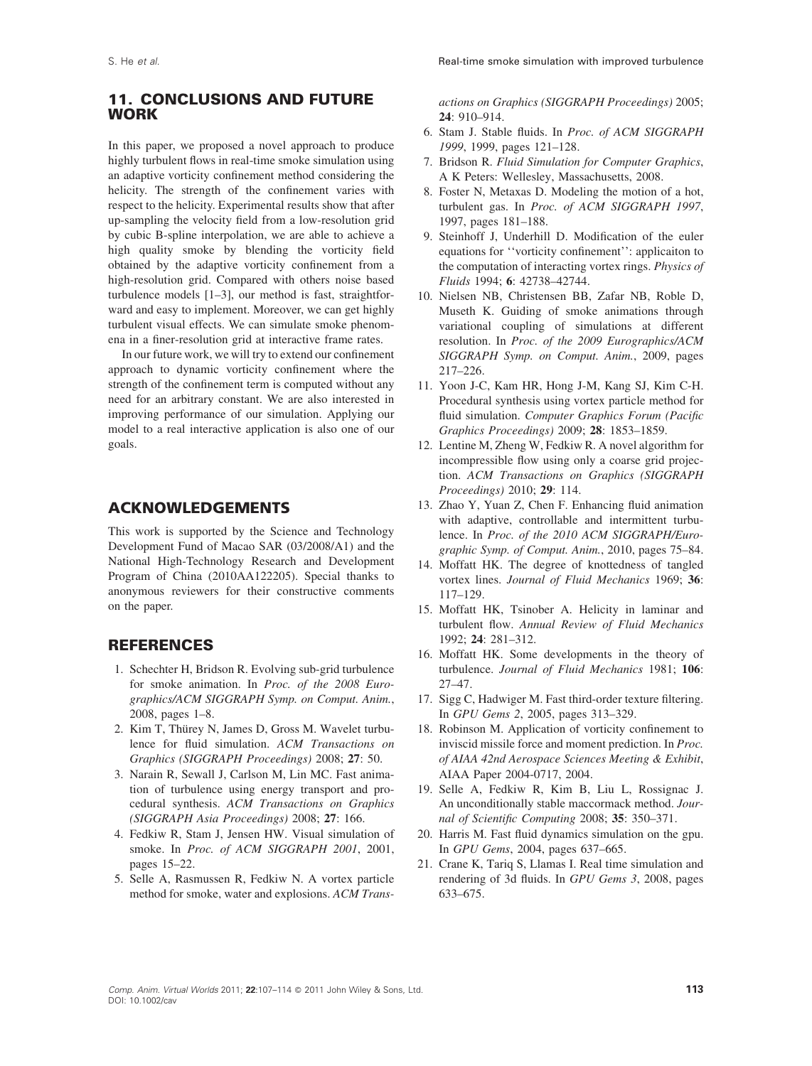## 11. CONCLUSIONS AND FUTURE WORK

In this paper, we proposed a novel approach to produce highly turbulent flows in real-time smoke simulation using an adaptive vorticity confinement method considering the helicity. The strength of the confinement varies with respect to the helicity. Experimental results show that after up-sampling the velocity field from a low-resolution grid by cubic B-spline interpolation, we are able to achieve a high quality smoke by blending the vorticity field obtained by the adaptive vorticity confinement from a high-resolution grid. Compared with others noise based turbulence models [1–3], our method is fast, straightforward and easy to implement. Moreover, we can get highly turbulent visual effects. We can simulate smoke phenomena in a finer-resolution grid at interactive frame rates.

In our future work, we will try to extend our confinement approach to dynamic vorticity confinement where the strength of the confinement term is computed without any need for an arbitrary constant. We are also interested in improving performance of our simulation. Applying our model to a real interactive application is also one of our goals.

## ACKNOWLEDGEMENTS

This work is supported by the Science and Technology Development Fund of Macao SAR (03/2008/A1) and the National High-Technology Research and Development Program of China (2010AA122205). Special thanks to anonymous reviewers for their constructive comments on the paper.

## REFERENCES

1. Schechter H, Bridson R. Evolving sub-grid turbulence for smoke animation. In *Proc. of the 2008 Eurographics/ACM SIGGRAPH Symp. on Comput. Anim.*, 2008, pages 1–8.
2. Kim T, Thürey N, James D, Gross M. Wavelet turbulence for fluid simulation. *ACM Transactions on Graphics (SIGGRAPH Proceedings)* 2008; **27**: 50.
3. Narain R, Sewall J, Carlson M, Lin MC. Fast animation of turbulence using energy transport and procedural synthesis. *ACM Transactions on Graphics (SIGGRAPH Asia Proceedings)* 2008; **27**: 166.
4. Fedkiw R, Stam J, Jensen HW. Visual simulation of smoke. In *Proc. of ACM SIGGRAPH 2001*, 2001, pages 15–22.
5. Selle A, Rasmussen R, Fedkiw N. A vortex particle method for smoke, water and explosions. *ACM Transactions on Graphics (SIGGRAPH Proceedings)* 2005; **24**: 910–914.
6. Stam J. Stable fluids. In *Proc. of ACM SIGGRAPH 1999*, 1999, pages 121–128.
7. Bridson R. *Fluid Simulation for Computer Graphics*, A K Peters: Wellesley, Massachusetts, 2008.
8. Foster N, Metaxas D. Modeling the motion of a hot, turbulent gas. In *Proc. of ACM SIGGRAPH 1997*, 1997, pages 181–188.
9. Steinhoff J, Underhill D. Modification of the euler equations for ''vorticity confinement'': applicaiton to the computation of interacting vortex rings. *Physics of Fluids* 1994; **6**: 42738–42744.
10. Nielsen NB, Christensen BB, Zafar NB, Roble D, Museth K. Guiding of smoke animations through variational coupling of simulations at different resolution. In *Proc. of the 2009 Eurographics/ACM SIGGRAPH Symp. on Comput. Anim.*, 2009, pages 217–226.
11. Yoon J-C, Kam HR, Hong J-M, Kang SJ, Kim C-H. Procedural synthesis using vortex particle method for fluid simulation. *Computer Graphics Forum (Pacific Graphics Proceedings)* 2009; **28**: 1853–1859.
12. Lentine M, Zheng W, Fedkiw R. A novel algorithm for incompressible flow using only a coarse grid projection. *ACM Transactions on Graphics (SIGGRAPH Proceedings)* 2010; **29**: 114.
13. Zhao Y, Yuan Z, Chen F. Enhancing fluid animation with adaptive, controllable and intermittent turbulence. In *Proc. of the 2010 ACM SIGGRAPH/Eurographic Symp. of Comput. Anim.*, 2010, pages 75–84.
14. Moffatt HK. The degree of knottedness of tangled vortex lines. *Journal of Fluid Mechanics* 1969; **36**: 117–129.
15. Moffatt HK, Tsinober A. Helicity in laminar and turbulent flow. *Annual Review of Fluid Mechanics* 1992; **24**: 281–312.
16. Moffatt HK. Some developments in the theory of turbulence. *Journal of Fluid Mechanics* 1981; **106**: 27–47.
17. Sigg C, Hadwiger M. Fast third-order texture filtering. In *GPU Gems 2*, 2005, pages 313–329.
18. Robinson M. Application of vorticity confinement to inviscid missile force and moment prediction. In *Proc. of AIAA 42nd Aerospace Sciences Meeting & Exhibit*, AIAA Paper 2004-0717, 2004.
19. Selle A, Fedkiw R, Kim B, Liu L, Rossignac J. An unconditionally stable maccormack method. *Journal of Scientific Computing* 2008; **35**: 350–371.
20. Harris M. Fast fluid dynamics simulation on the gpu. In *GPU Gems*, 2004, pages 637–665.
21. Crane K, Tariq S, Llamas I. Real time simulation and rendering of 3d fluids. In *GPU Gems 3*, 2008, pages 633–675.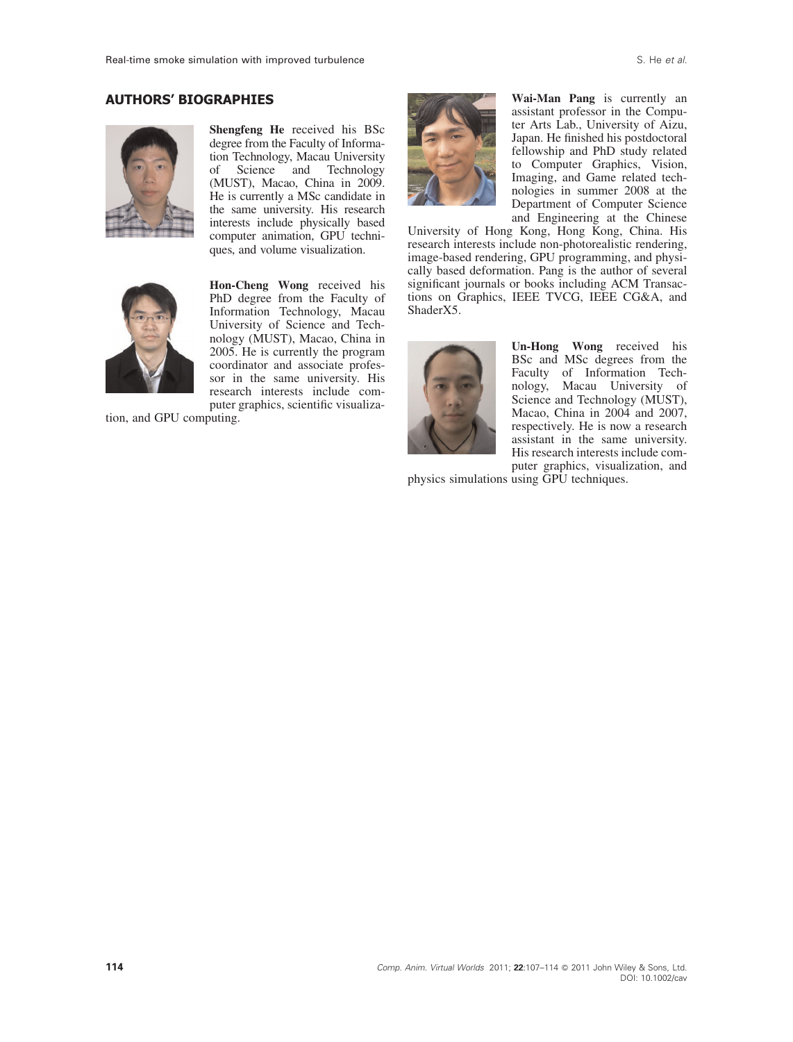## AUTHORS' BIOGRAPHIES

**Shengfeng He** received his BSc degree from the Faculty of Information Technology, Macau University of Science and Technology (MUST), Macao, China in 2009. He is currently a MSc candidate in the same university. His research interests include physically based computer animation, GPU techniques, and volume visualization.

**Hon-Cheng Wong** received his PhD degree from the Faculty of Information Technology, Macau University of Science and Technology (MUST), Macao, China in 2005. He is currently the program coordinator and associate professor in the same university. His research interests include computer graphics, scientific visualization, and GPU computing.

**Wai-Man Pang** is currently an assistant professor in the Computer Arts Lab., University of Aizu, Japan. He finished his postdoctoral fellowship and PhD study related to Computer Graphics, Vision, Imaging, and Game related technologies in summer 2008 at the Department of Computer Science and Engineering at the Chinese University of Hong Kong, Hong Kong, China. His research interests include non-photorealistic rendering, image-based rendering, GPU programming, and physically based deformation. Pang is the author of several significant journals or books including ACM Transactions on Graphics, IEEE TVCG, IEEE CG&A, and ShaderX5.

**Un-Hong Wong** received his BSc and MSc degrees from the Faculty of Information Technology, Macau University of Science and Technology (MUST), Macao, China in 2004 and 2007, respectively. He is now a research assistant in the same university. His research interests include computer graphics, visualization, and physics simulations using GPU techniques.